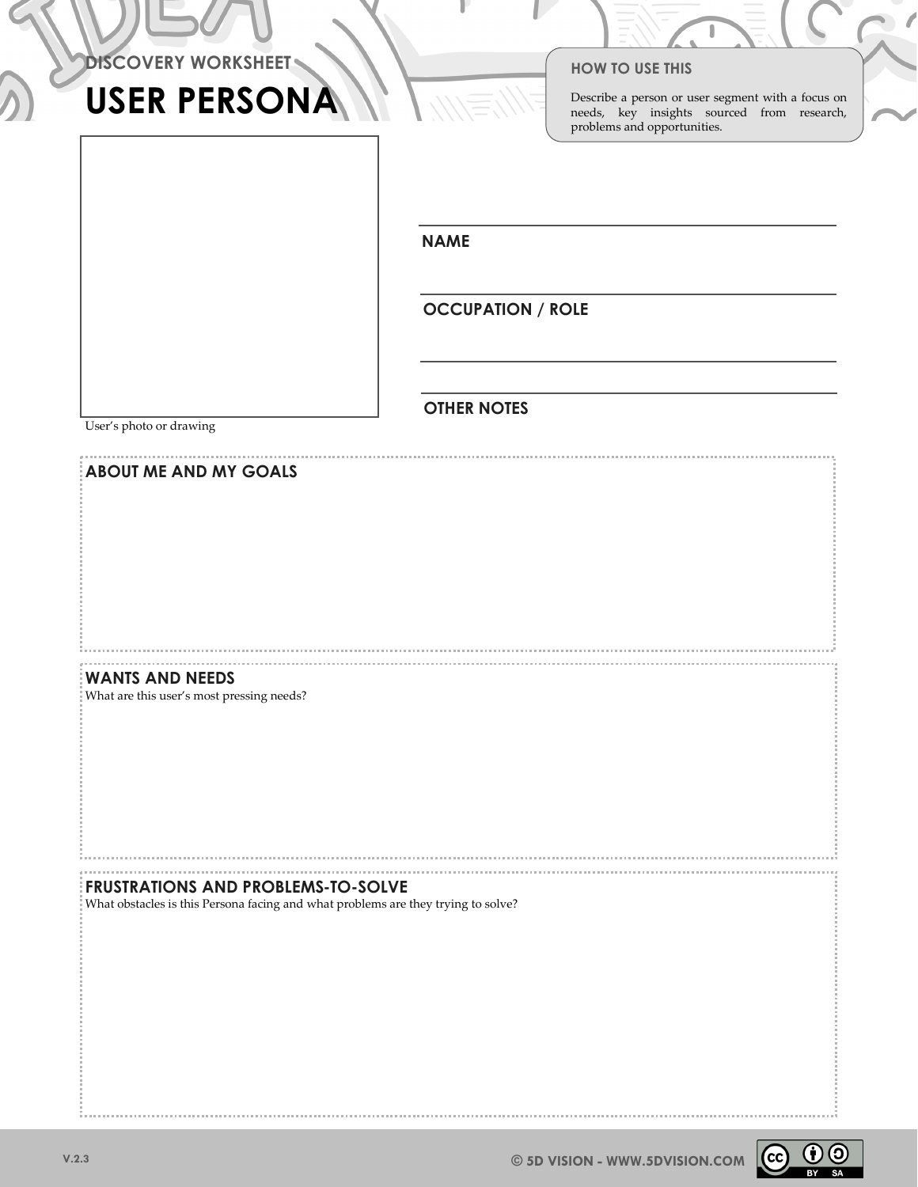DISCOVERY WORKSHEET

# USER PERSONA

### HOW TO USE THIS

Describe a person or user segment with a focus on needs, key insights sourced from research, problems and opportunities.

User's photo or drawing

**NAME**

**OCCUPATION / ROLE**

**OTHER NOTES**

## ABOUT ME AND MY GOALS

## WANTS AND NEEDS

What are this user's most pressing needs?

## FRUSTRATIONS AND PROBLEMS-TO-SOLVE

What obstacles is this Persona facing and what problems are they trying to solve?

V.2.3

© 5D VISION - WWW.5DVISION.COM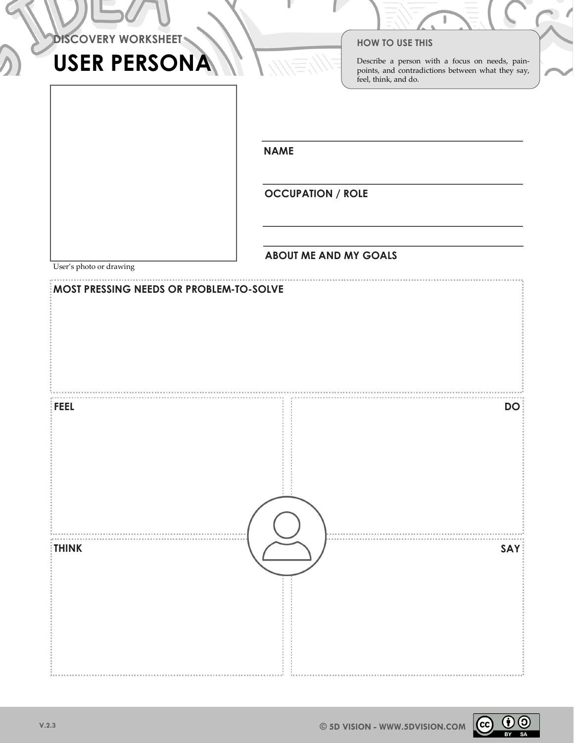DISCOVERY WORKSHEET

# USER PERSONA

### HOW TO USE THIS

Describe a person with a focus on needs, pain-points, and contradictions between what they say, feel, think, and do.

User's photo or drawing

**NAME**

**OCCUPATION / ROLE**

**ABOUT ME AND MY GOALS**

**MOST PRESSING NEEDS OR PROBLEM-TO-SOLVE**

**FEEL**

**DO**

**THINK**

**SAY**

V.2.3

© 5D VISION - WWW.5DVISION.COM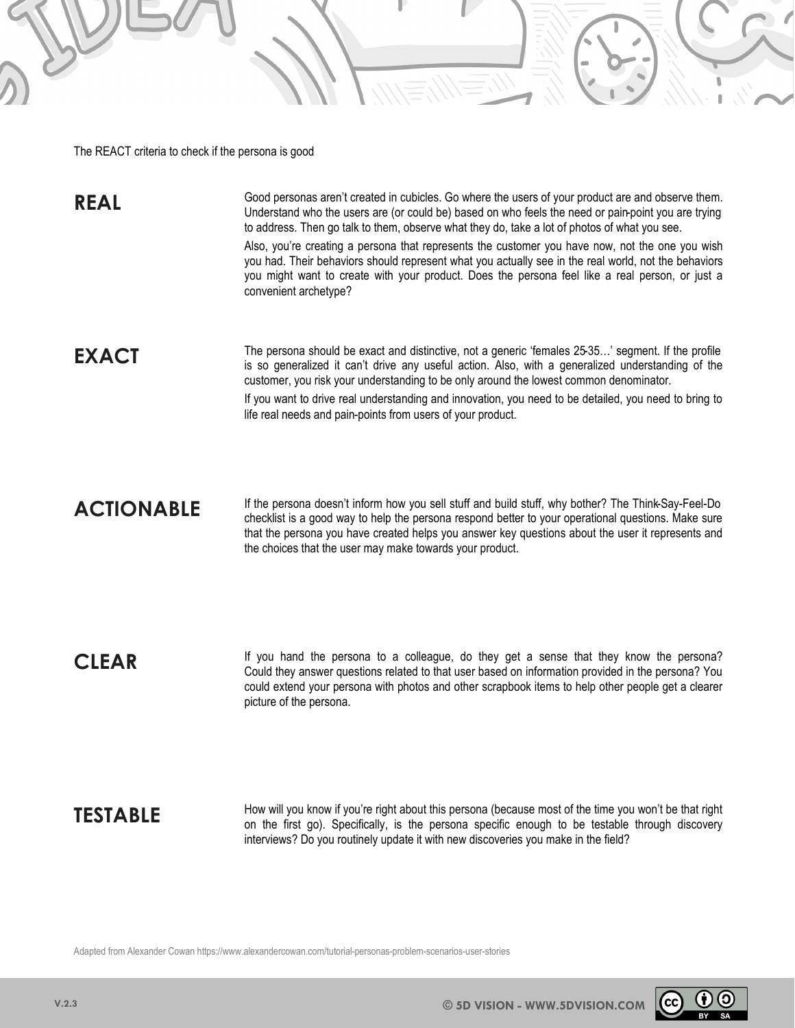The REACT criteria to check if the persona is good

## REAL

Good personas aren't created in cubicles. Go where the users of your product are and observe them. Understand who the users are (or could be) based on who feels the need or pain-point you are trying to address. Then go talk to them, observe what they do, take a lot of photos of what you see.

Also, you're creating a persona that represents the customer you have now, not the one you wish you had. Their behaviors should represent what you actually see in the real world, not the behaviors you might want to create with your product. Does the persona feel like a real person, or just a convenient archetype?

## EXACT

The persona should be exact and distinctive, not a generic 'females 25-35…' segment. If the profile is so generalized it can't drive any useful action. Also, with a generalized understanding of the customer, you risk your understanding to be only around the lowest common denominator.

If you want to drive real understanding and innovation, you need to be detailed, you need to bring to life real needs and pain-points from users of your product.

## ACTIONABLE

If the persona doesn't inform how you sell stuff and build stuff, why bother? The Think-Say-Feel-Do checklist is a good way to help the persona respond better to your operational questions. Make sure that the persona you have created helps you answer key questions about the user it represents and the choices that the user may make towards your product.

## CLEAR

If you hand the persona to a colleague, do they get a sense that they know the persona? Could they answer questions related to that user based on information provided in the persona? You could extend your persona with photos and other scrapbook items to help other people get a clearer picture of the persona.

## TESTABLE

How will you know if you're right about this persona (because most of the time you won't be that right on the first go). Specifically, is the persona specific enough to be testable through discovery interviews? Do you routinely update it with new discoveries you make in the field?

Adapted from Alexander Cowan https://www.alexandercowan.com/tutorial-personas-problem-scenarios-user-stories